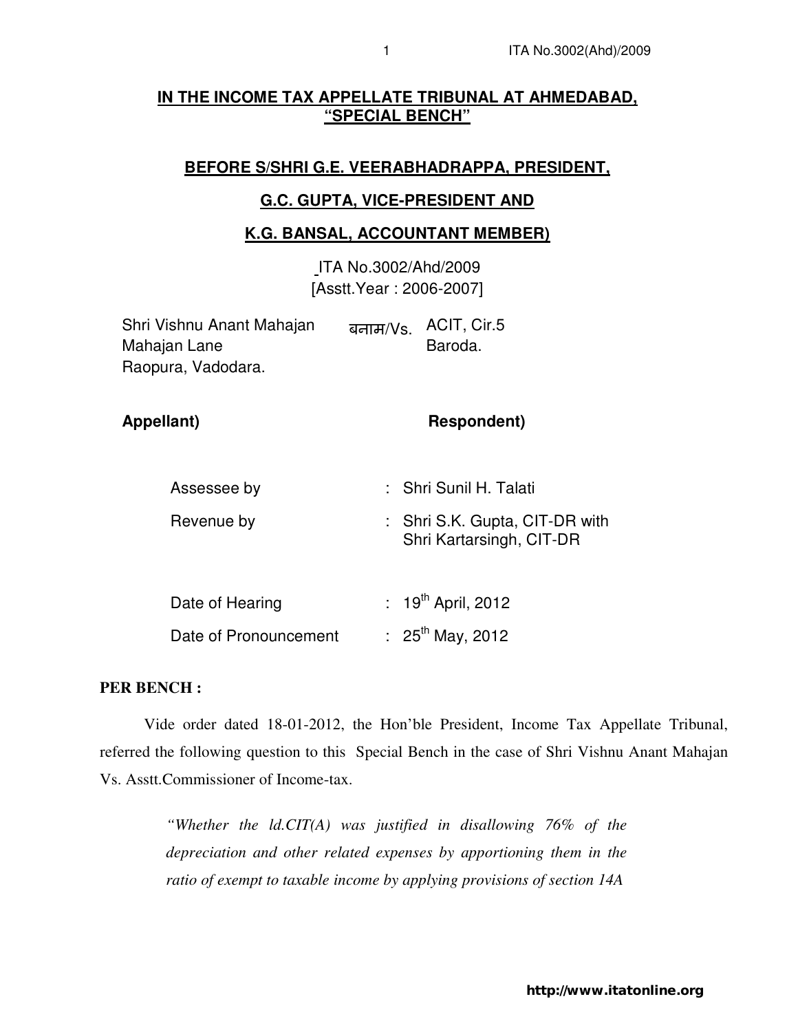## IN THE INCOME TAX APPELLATE TRIBUNAL AT AHMEDABAD, "SPECIAL BENCH"

### BEFORE S/SHRI G.E. VEERABHADRAPPA, PRESIDENT,

### G.C. GUPTA, VICE-PRESIDENT AND

### K.G. BANSAL, ACCOUNTANT MEMBER)

ITA No.3002/Ahd/2009
[Asstt.Year : 2006-2007]

| | | |
|---|---|---|
| Shri Vishnu Anant Mahajan<br>Mahajan Lane<br>Raopura, Vadodara. | बनाम/Vs. | ACIT, Cir.5<br>Baroda. |
| **Appellant)** | | **Respondent)** |

| | |
|---|---|
| Assessee by | : Shri Sunil H. Talati |
| Revenue by | : Shri S.K. Gupta, CIT-DR with Shri Kartarsingh, CIT-DR |
| Date of Hearing | : 19th April, 2012 |
| Date of Pronouncement | : 25th May, 2012 |

**PER BENCH :**

Vide order dated 18-01-2012, the Hon'ble President, Income Tax Appellate Tribunal, referred the following question to this Special Bench in the case of Shri Vishnu Anant Mahajan Vs. Asstt.Commissioner of Income-tax.

> *"Whether the ld.CIT(A) was justified in disallowing 76% of the depreciation and other related expenses by apportioning them in the ratio of exempt to taxable income by applying provisions of section 14A*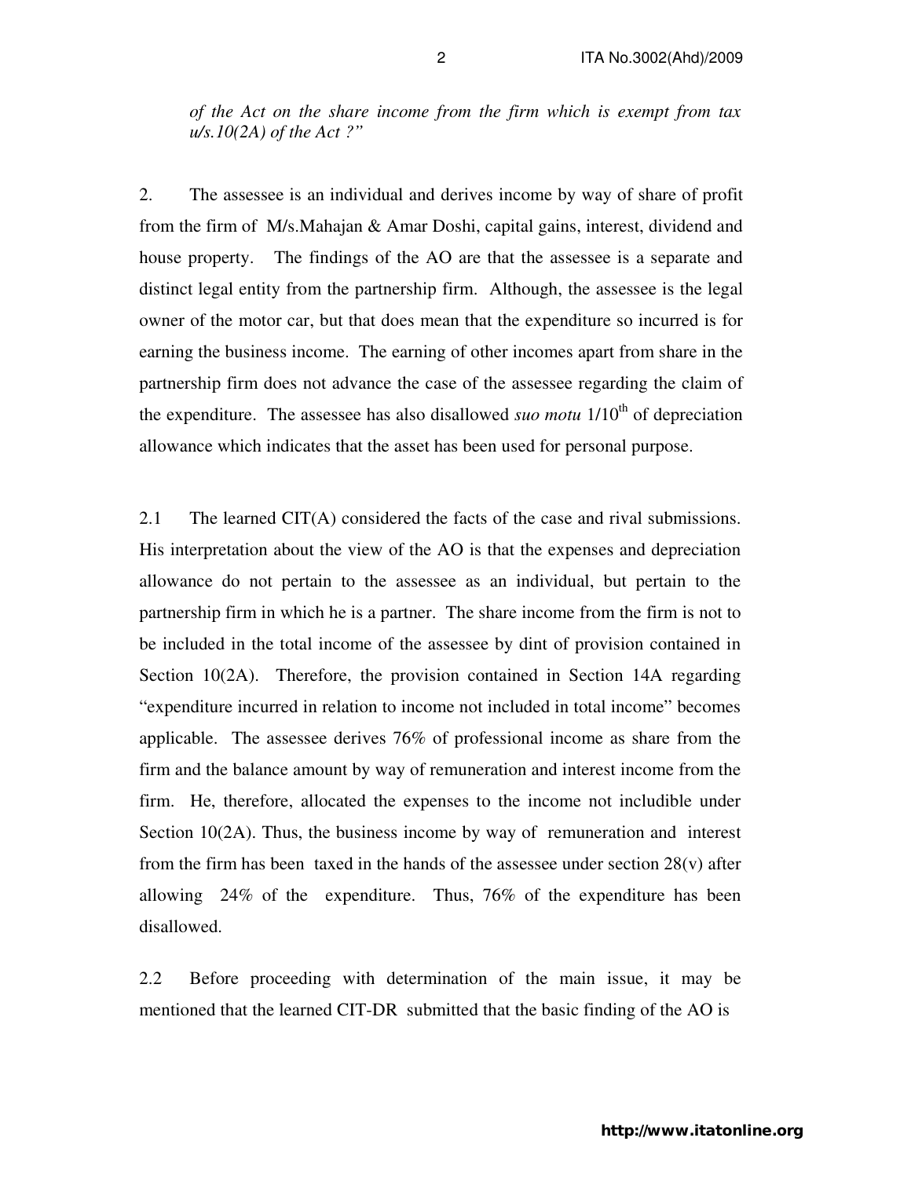*of the Act on the share income from the firm which is exempt from tax u/s.10(2A) of the Act ?"*

2. The assessee is an individual and derives income by way of share of profit from the firm of M/s.Mahajan & Amar Doshi, capital gains, interest, dividend and house property. The findings of the AO are that the assessee is a separate and distinct legal entity from the partnership firm. Although, the assessee is the legal owner of the motor car, but that does mean that the expenditure so incurred is for earning the business income. The earning of other incomes apart from share in the partnership firm does not advance the case of the assessee regarding the claim of the expenditure. The assessee has also disallowed *suo motu* 1/10th of depreciation allowance which indicates that the asset has been used for personal purpose.

2.1 The learned CIT(A) considered the facts of the case and rival submissions. His interpretation about the view of the AO is that the expenses and depreciation allowance do not pertain to the assessee as an individual, but pertain to the partnership firm in which he is a partner. The share income from the firm is not to be included in the total income of the assessee by dint of provision contained in Section 10(2A). Therefore, the provision contained in Section 14A regarding "expenditure incurred in relation to income not included in total income" becomes applicable. The assessee derives 76% of professional income as share from the firm and the balance amount by way of remuneration and interest income from the firm. He, therefore, allocated the expenses to the income not includible under Section 10(2A). Thus, the business income by way of remuneration and interest from the firm has been taxed in the hands of the assessee under section 28(v) after allowing 24% of the expenditure. Thus, 76% of the expenditure has been disallowed.

2.2 Before proceeding with determination of the main issue, it may be mentioned that the learned CIT-DR submitted that the basic finding of the AO is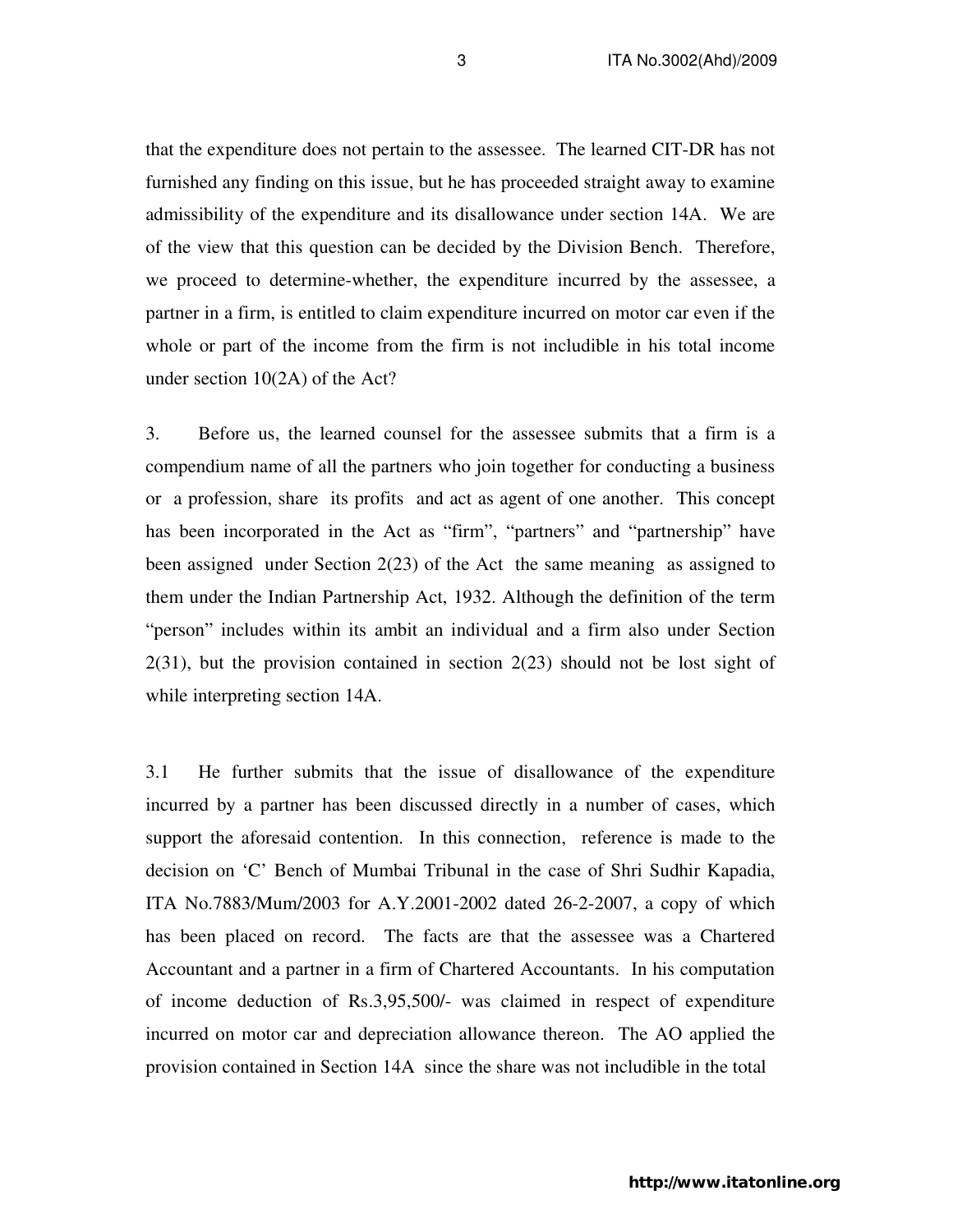that the expenditure does not pertain to the assessee. The learned CIT-DR has not furnished any finding on this issue, but he has proceeded straight away to examine admissibility of the expenditure and its disallowance under section 14A. We are of the view that this question can be decided by the Division Bench. Therefore, we proceed to determine-whether, the expenditure incurred by the assessee, a partner in a firm, is entitled to claim expenditure incurred on motor car even if the whole or part of the income from the firm is not includible in his total income under section 10(2A) of the Act?

3. Before us, the learned counsel for the assessee submits that a firm is a compendium name of all the partners who join together for conducting a business or a profession, share its profits and act as agent of one another. This concept has been incorporated in the Act as "firm", "partners" and "partnership" have been assigned under Section 2(23) of the Act the same meaning as assigned to them under the Indian Partnership Act, 1932. Although the definition of the term "person" includes within its ambit an individual and a firm also under Section 2(31), but the provision contained in section 2(23) should not be lost sight of while interpreting section 14A.

3.1 He further submits that the issue of disallowance of the expenditure incurred by a partner has been discussed directly in a number of cases, which support the aforesaid contention. In this connection, reference is made to the decision on 'C' Bench of Mumbai Tribunal in the case of Shri Sudhir Kapadia, ITA No.7883/Mum/2003 for A.Y.2001-2002 dated 26-2-2007, a copy of which has been placed on record. The facts are that the assessee was a Chartered Accountant and a partner in a firm of Chartered Accountants. In his computation of income deduction of Rs.3,95,500/- was claimed in respect of expenditure incurred on motor car and depreciation allowance thereon. The AO applied the provision contained in Section 14A since the share was not includible in the total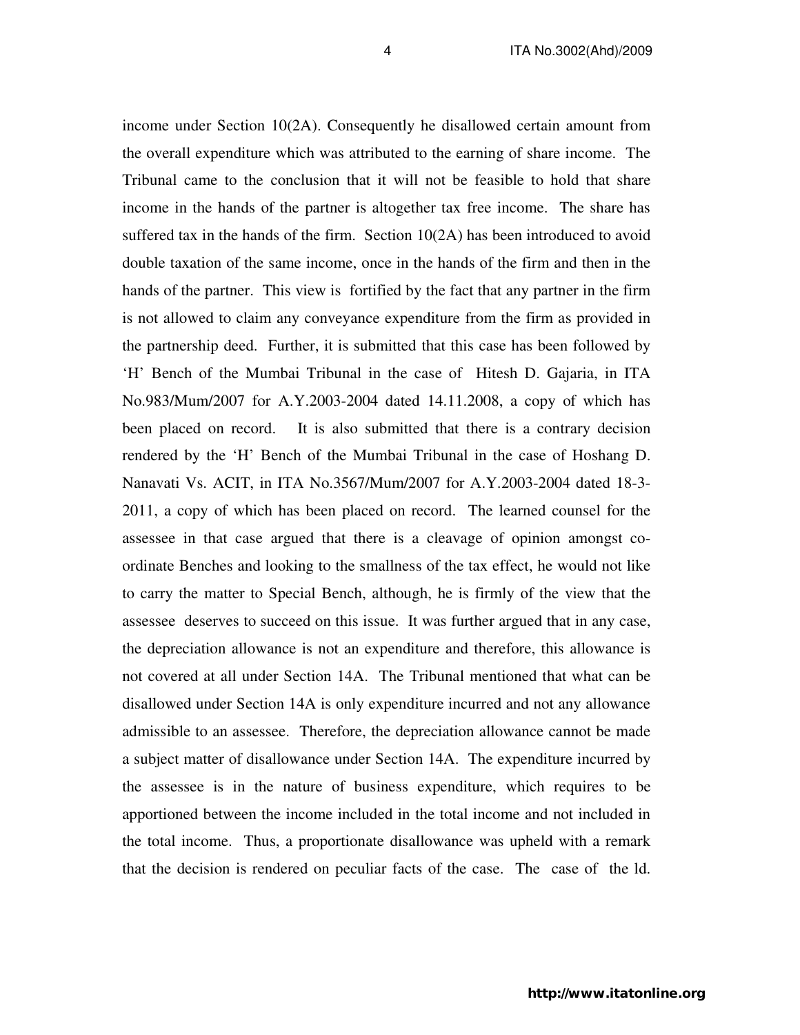income under Section 10(2A). Consequently he disallowed certain amount from the overall expenditure which was attributed to the earning of share income. The Tribunal came to the conclusion that it will not be feasible to hold that share income in the hands of the partner is altogether tax free income. The share has suffered tax in the hands of the firm. Section 10(2A) has been introduced to avoid double taxation of the same income, once in the hands of the firm and then in the hands of the partner. This view is fortified by the fact that any partner in the firm is not allowed to claim any conveyance expenditure from the firm as provided in the partnership deed. Further, it is submitted that this case has been followed by 'H' Bench of the Mumbai Tribunal in the case of Hitesh D. Gajaria, in ITA No.983/Mum/2007 for A.Y.2003-2004 dated 14.11.2008, a copy of which has been placed on record. It is also submitted that there is a contrary decision rendered by the 'H' Bench of the Mumbai Tribunal in the case of Hoshang D. Nanavati Vs. ACIT, in ITA No.3567/Mum/2007 for A.Y.2003-2004 dated 18-3-2011, a copy of which has been placed on record. The learned counsel for the assessee in that case argued that there is a cleavage of opinion amongst co-ordinate Benches and looking to the smallness of the tax effect, he would not like to carry the matter to Special Bench, although, he is firmly of the view that the assessee deserves to succeed on this issue. It was further argued that in any case, the depreciation allowance is not an expenditure and therefore, this allowance is not covered at all under Section 14A. The Tribunal mentioned that what can be disallowed under Section 14A is only expenditure incurred and not any allowance admissible to an assessee. Therefore, the depreciation allowance cannot be made a subject matter of disallowance under Section 14A. The expenditure incurred by the assessee is in the nature of business expenditure, which requires to be apportioned between the income included in the total income and not included in the total income. Thus, a proportionate disallowance was upheld with a remark that the decision is rendered on peculiar facts of the case. The case of the ld.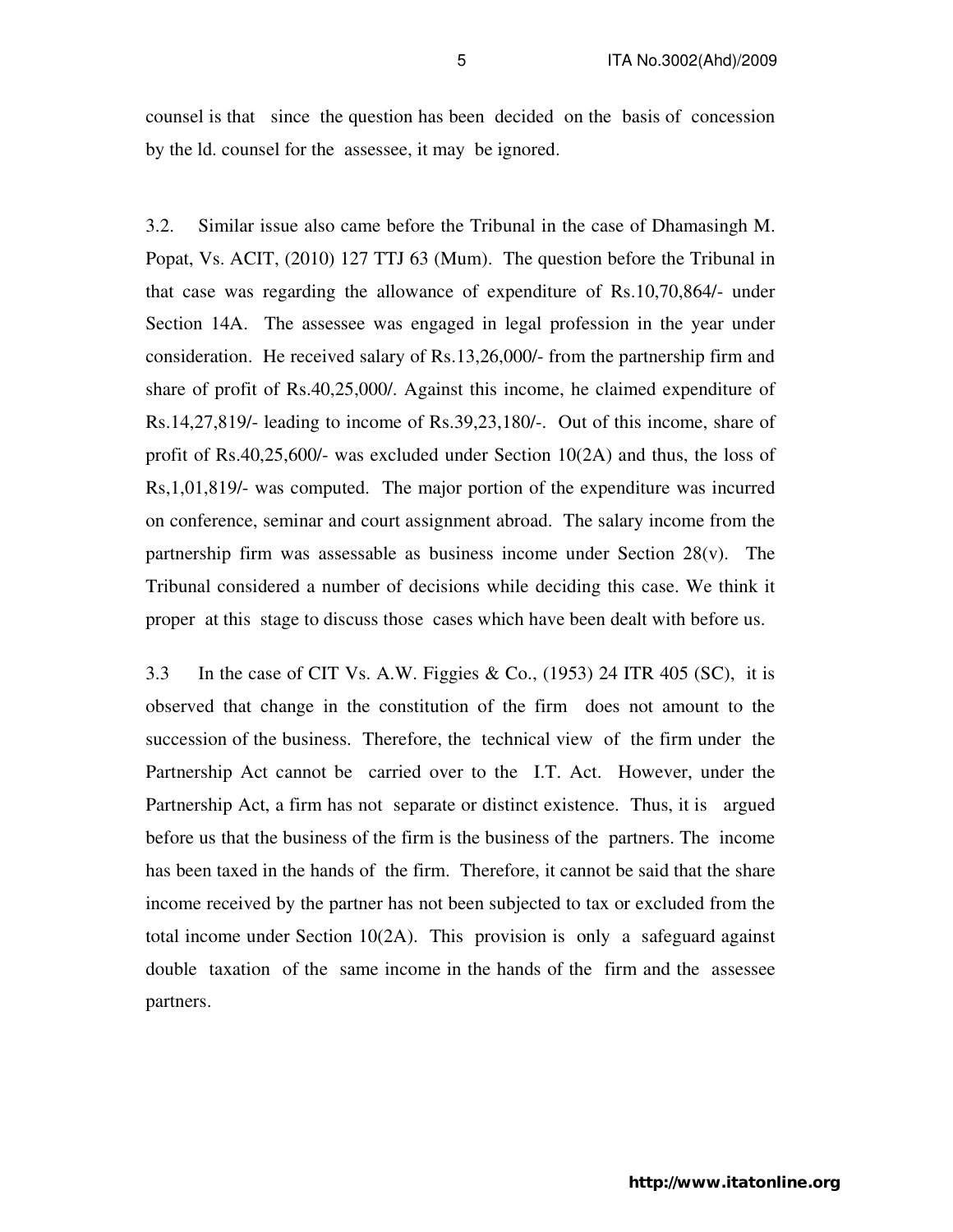counsel is that since the question has been decided on the basis of concession by the ld. counsel for the assessee, it may be ignored.

3.2. Similar issue also came before the Tribunal in the case of Dhamasingh M. Popat, Vs. ACIT, (2010) 127 TTJ 63 (Mum). The question before the Tribunal in that case was regarding the allowance of expenditure of Rs.10,70,864/- under Section 14A. The assessee was engaged in legal profession in the year under consideration. He received salary of Rs.13,26,000/- from the partnership firm and share of profit of Rs.40,25,000/. Against this income, he claimed expenditure of Rs.14,27,819/- leading to income of Rs.39,23,180/-. Out of this income, share of profit of Rs.40,25,600/- was excluded under Section 10(2A) and thus, the loss of Rs,1,01,819/- was computed. The major portion of the expenditure was incurred on conference, seminar and court assignment abroad. The salary income from the partnership firm was assessable as business income under Section 28(v). The Tribunal considered a number of decisions while deciding this case. We think it proper at this stage to discuss those cases which have been dealt with before us.

3.3 In the case of CIT Vs. A.W. Figgies & Co., (1953) 24 ITR 405 (SC), it is observed that change in the constitution of the firm does not amount to the succession of the business. Therefore, the technical view of the firm under the Partnership Act cannot be carried over to the I.T. Act. However, under the Partnership Act, a firm has not separate or distinct existence. Thus, it is argued before us that the business of the firm is the business of the partners. The income has been taxed in the hands of the firm. Therefore, it cannot be said that the share income received by the partner has not been subjected to tax or excluded from the total income under Section 10(2A). This provision is only a safeguard against double taxation of the same income in the hands of the firm and the assessee partners.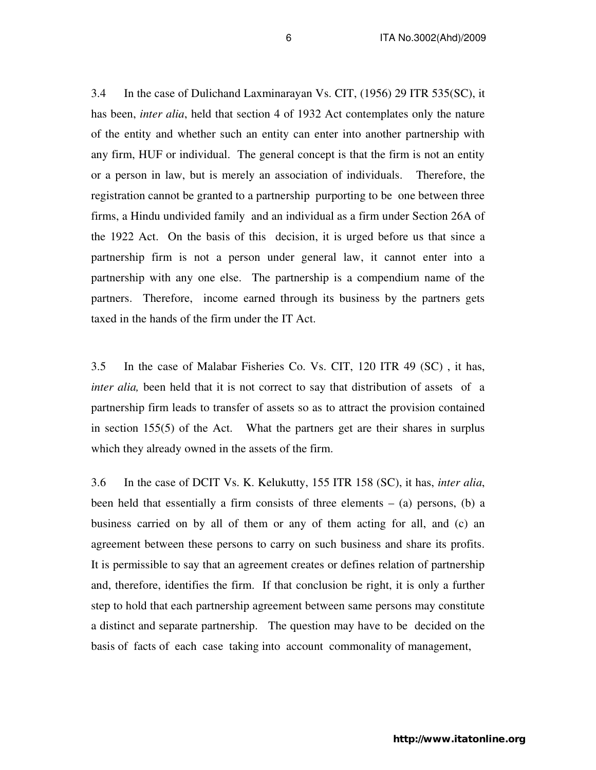3.4 In the case of Dulichand Laxminarayan Vs. CIT, (1956) 29 ITR 535(SC), it has been, *inter alia*, held that section 4 of 1932 Act contemplates only the nature of the entity and whether such an entity can enter into another partnership with any firm, HUF or individual. The general concept is that the firm is not an entity or a person in law, but is merely an association of individuals. Therefore, the registration cannot be granted to a partnership purporting to be one between three firms, a Hindu undivided family and an individual as a firm under Section 26A of the 1922 Act. On the basis of this decision, it is urged before us that since a partnership firm is not a person under general law, it cannot enter into a partnership with any one else. The partnership is a compendium name of the partners. Therefore, income earned through its business by the partners gets taxed in the hands of the firm under the IT Act.

3.5 In the case of Malabar Fisheries Co. Vs. CIT, 120 ITR 49 (SC) , it has, *inter alia,* been held that it is not correct to say that distribution of assets of a partnership firm leads to transfer of assets so as to attract the provision contained in section 155(5) of the Act. What the partners get are their shares in surplus which they already owned in the assets of the firm.

3.6 In the case of DCIT Vs. K. Kelukutty, 155 ITR 158 (SC), it has, *inter alia*, been held that essentially a firm consists of three elements – (a) persons, (b) a business carried on by all of them or any of them acting for all, and (c) an agreement between these persons to carry on such business and share its profits. It is permissible to say that an agreement creates or defines relation of partnership and, therefore, identifies the firm. If that conclusion be right, it is only a further step to hold that each partnership agreement between same persons may constitute a distinct and separate partnership. The question may have to be decided on the basis of facts of each case taking into account commonality of management,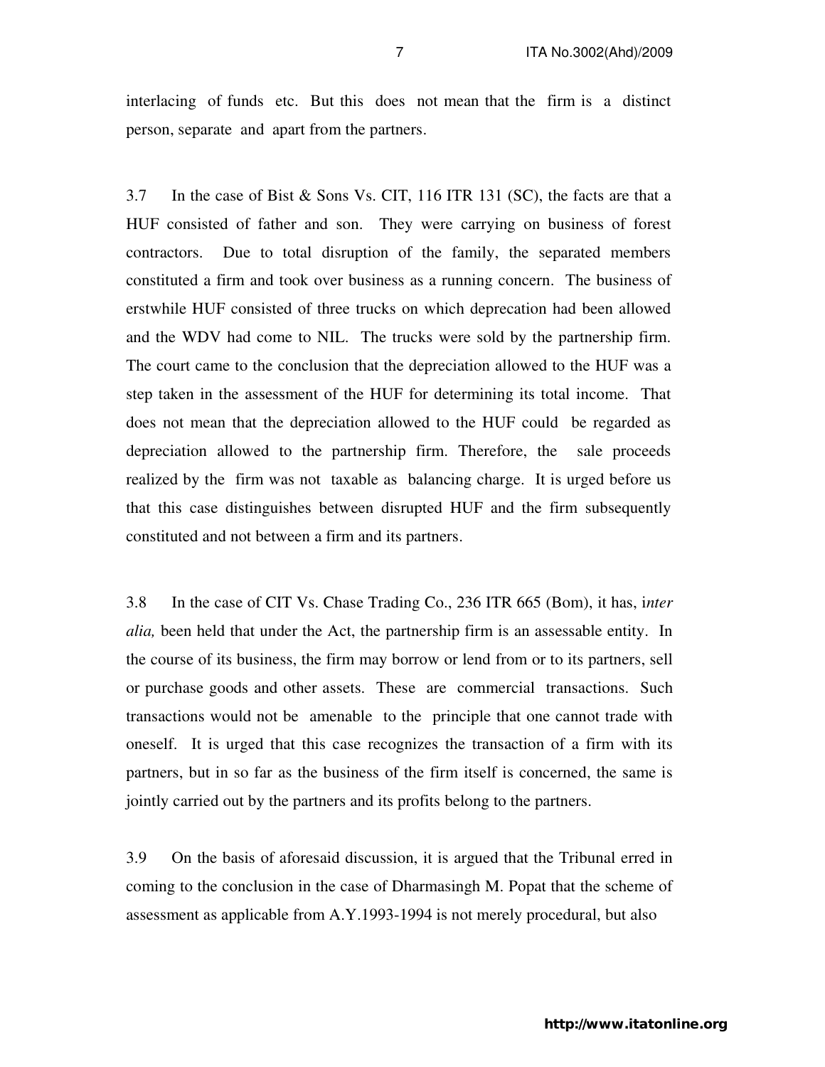interlacing of funds etc. But this does not mean that the firm is a distinct person, separate and apart from the partners.

3.7 In the case of Bist & Sons Vs. CIT, 116 ITR 131 (SC), the facts are that a HUF consisted of father and son. They were carrying on business of forest contractors. Due to total disruption of the family, the separated members constituted a firm and took over business as a running concern. The business of erstwhile HUF consisted of three trucks on which deprecation had been allowed and the WDV had come to NIL. The trucks were sold by the partnership firm. The court came to the conclusion that the depreciation allowed to the HUF was a step taken in the assessment of the HUF for determining its total income. That does not mean that the depreciation allowed to the HUF could be regarded as depreciation allowed to the partnership firm. Therefore, the sale proceeds realized by the firm was not taxable as balancing charge. It is urged before us that this case distinguishes between disrupted HUF and the firm subsequently constituted and not between a firm and its partners.

3.8 In the case of CIT Vs. Chase Trading Co., 236 ITR 665 (Bom), it has, i*nter alia,* been held that under the Act, the partnership firm is an assessable entity. In the course of its business, the firm may borrow or lend from or to its partners, sell or purchase goods and other assets. These are commercial transactions. Such transactions would not be amenable to the principle that one cannot trade with oneself. It is urged that this case recognizes the transaction of a firm with its partners, but in so far as the business of the firm itself is concerned, the same is jointly carried out by the partners and its profits belong to the partners.

3.9 On the basis of aforesaid discussion, it is argued that the Tribunal erred in coming to the conclusion in the case of Dharmasingh M. Popat that the scheme of assessment as applicable from A.Y.1993-1994 is not merely procedural, but also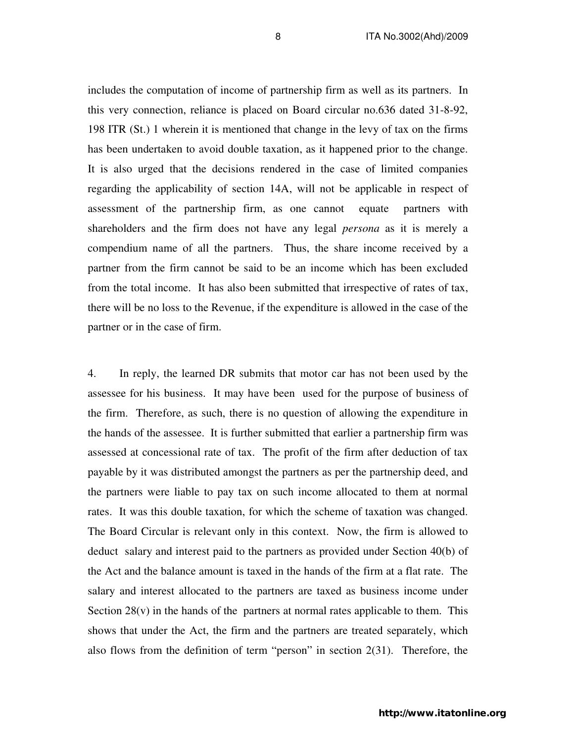includes the computation of income of partnership firm as well as its partners. In this very connection, reliance is placed on Board circular no.636 dated 31-8-92, 198 ITR (St.) 1 wherein it is mentioned that change in the levy of tax on the firms has been undertaken to avoid double taxation, as it happened prior to the change. It is also urged that the decisions rendered in the case of limited companies regarding the applicability of section 14A, will not be applicable in respect of assessment of the partnership firm, as one cannot equate partners with shareholders and the firm does not have any legal *persona* as it is merely a compendium name of all the partners. Thus, the share income received by a partner from the firm cannot be said to be an income which has been excluded from the total income. It has also been submitted that irrespective of rates of tax, there will be no loss to the Revenue, if the expenditure is allowed in the case of the partner or in the case of firm.

4. In reply, the learned DR submits that motor car has not been used by the assessee for his business. It may have been used for the purpose of business of the firm. Therefore, as such, there is no question of allowing the expenditure in the hands of the assessee. It is further submitted that earlier a partnership firm was assessed at concessional rate of tax. The profit of the firm after deduction of tax payable by it was distributed amongst the partners as per the partnership deed, and the partners were liable to pay tax on such income allocated to them at normal rates. It was this double taxation, for which the scheme of taxation was changed. The Board Circular is relevant only in this context. Now, the firm is allowed to deduct salary and interest paid to the partners as provided under Section 40(b) of the Act and the balance amount is taxed in the hands of the firm at a flat rate. The salary and interest allocated to the partners are taxed as business income under Section 28(v) in the hands of the partners at normal rates applicable to them. This shows that under the Act, the firm and the partners are treated separately, which also flows from the definition of term "person" in section 2(31). Therefore, the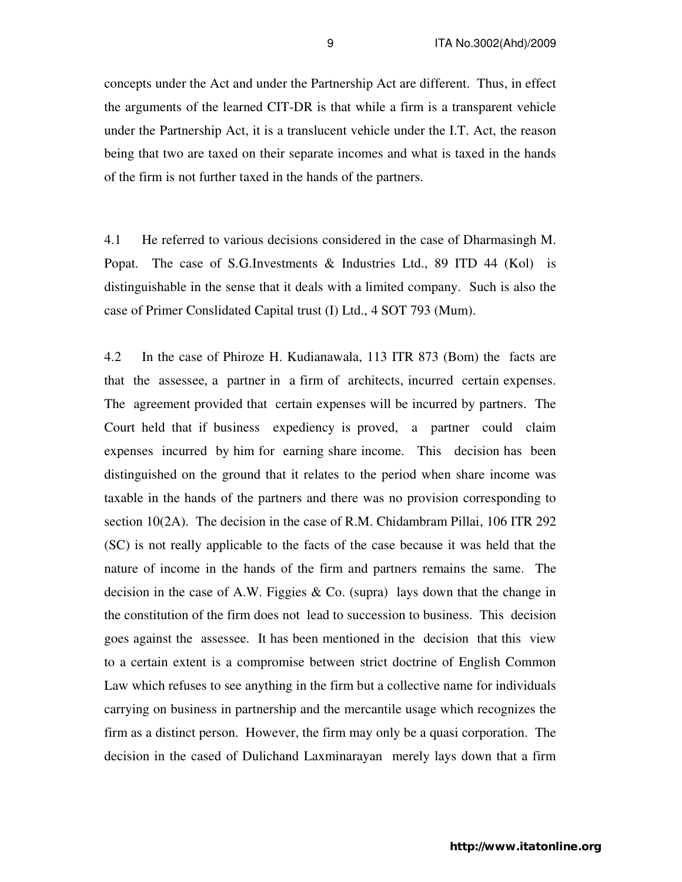concepts under the Act and under the Partnership Act are different. Thus, in effect the arguments of the learned CIT-DR is that while a firm is a transparent vehicle under the Partnership Act, it is a translucent vehicle under the I.T. Act, the reason being that two are taxed on their separate incomes and what is taxed in the hands of the firm is not further taxed in the hands of the partners.

4.1 He referred to various decisions considered in the case of Dharmasingh M. Popat. The case of S.G.Investments & Industries Ltd., 89 ITD 44 (Kol) is distinguishable in the sense that it deals with a limited company. Such is also the case of Primer Conslidated Capital trust (I) Ltd., 4 SOT 793 (Mum).

4.2 In the case of Phiroze H. Kudianawala, 113 ITR 873 (Bom) the facts are that the assessee, a partner in a firm of architects, incurred certain expenses. The agreement provided that certain expenses will be incurred by partners. The Court held that if business expediency is proved, a partner could claim expenses incurred by him for earning share income. This decision has been distinguished on the ground that it relates to the period when share income was taxable in the hands of the partners and there was no provision corresponding to section 10(2A). The decision in the case of R.M. Chidambram Pillai, 106 ITR 292 (SC) is not really applicable to the facts of the case because it was held that the nature of income in the hands of the firm and partners remains the same. The decision in the case of A.W. Figgies & Co. (supra) lays down that the change in the constitution of the firm does not lead to succession to business. This decision goes against the assessee. It has been mentioned in the decision that this view to a certain extent is a compromise between strict doctrine of English Common Law which refuses to see anything in the firm but a collective name for individuals carrying on business in partnership and the mercantile usage which recognizes the firm as a distinct person. However, the firm may only be a quasi corporation. The decision in the cased of Dulichand Laxminarayan merely lays down that a firm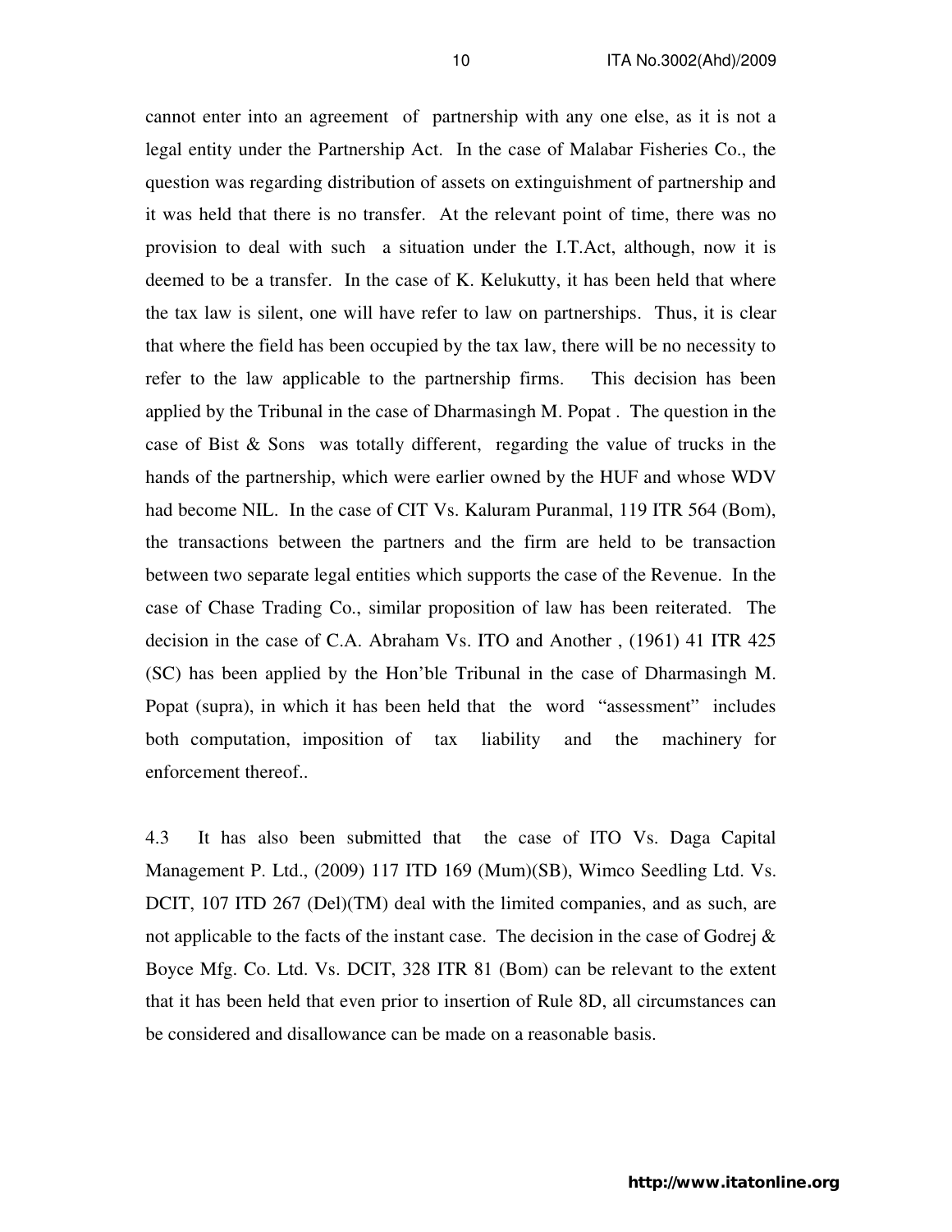cannot enter into an agreement of partnership with any one else, as it is not a legal entity under the Partnership Act. In the case of Malabar Fisheries Co., the question was regarding distribution of assets on extinguishment of partnership and it was held that there is no transfer. At the relevant point of time, there was no provision to deal with such a situation under the I.T.Act, although, now it is deemed to be a transfer. In the case of K. Kelukutty, it has been held that where the tax law is silent, one will have refer to law on partnerships. Thus, it is clear that where the field has been occupied by the tax law, there will be no necessity to refer to the law applicable to the partnership firms. This decision has been applied by the Tribunal in the case of Dharmasingh M. Popat . The question in the case of Bist & Sons was totally different, regarding the value of trucks in the hands of the partnership, which were earlier owned by the HUF and whose WDV had become NIL. In the case of CIT Vs. Kaluram Puranmal, 119 ITR 564 (Bom), the transactions between the partners and the firm are held to be transaction between two separate legal entities which supports the case of the Revenue. In the case of Chase Trading Co., similar proposition of law has been reiterated. The decision in the case of C.A. Abraham Vs. ITO and Another , (1961) 41 ITR 425 (SC) has been applied by the Hon'ble Tribunal in the case of Dharmasingh M. Popat (supra), in which it has been held that the word "assessment" includes both computation, imposition of tax liability and the machinery for enforcement thereof..

4.3 It has also been submitted that the case of ITO Vs. Daga Capital Management P. Ltd., (2009) 117 ITD 169 (Mum)(SB), Wimco Seedling Ltd. Vs. DCIT, 107 ITD 267 (Del)(TM) deal with the limited companies, and as such, are not applicable to the facts of the instant case. The decision in the case of Godrej & Boyce Mfg. Co. Ltd. Vs. DCIT, 328 ITR 81 (Bom) can be relevant to the extent that it has been held that even prior to insertion of Rule 8D, all circumstances can be considered and disallowance can be made on a reasonable basis.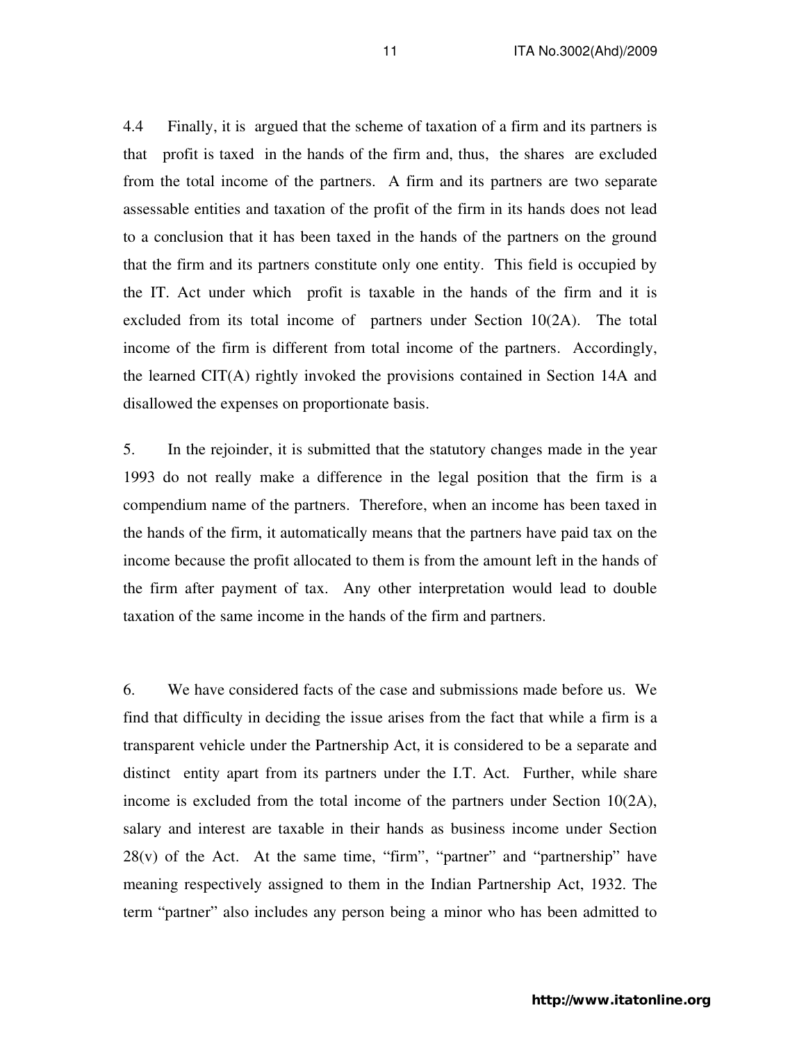4.4 Finally, it is argued that the scheme of taxation of a firm and its partners is that profit is taxed in the hands of the firm and, thus, the shares are excluded from the total income of the partners. A firm and its partners are two separate assessable entities and taxation of the profit of the firm in its hands does not lead to a conclusion that it has been taxed in the hands of the partners on the ground that the firm and its partners constitute only one entity. This field is occupied by the IT. Act under which profit is taxable in the hands of the firm and it is excluded from its total income of partners under Section 10(2A). The total income of the firm is different from total income of the partners. Accordingly, the learned CIT(A) rightly invoked the provisions contained in Section 14A and disallowed the expenses on proportionate basis.

5. In the rejoinder, it is submitted that the statutory changes made in the year 1993 do not really make a difference in the legal position that the firm is a compendium name of the partners. Therefore, when an income has been taxed in the hands of the firm, it automatically means that the partners have paid tax on the income because the profit allocated to them is from the amount left in the hands of the firm after payment of tax. Any other interpretation would lead to double taxation of the same income in the hands of the firm and partners.

6. We have considered facts of the case and submissions made before us. We find that difficulty in deciding the issue arises from the fact that while a firm is a transparent vehicle under the Partnership Act, it is considered to be a separate and distinct entity apart from its partners under the I.T. Act. Further, while share income is excluded from the total income of the partners under Section 10(2A), salary and interest are taxable in their hands as business income under Section 28(v) of the Act. At the same time, "firm", "partner" and "partnership" have meaning respectively assigned to them in the Indian Partnership Act, 1932. The term "partner" also includes any person being a minor who has been admitted to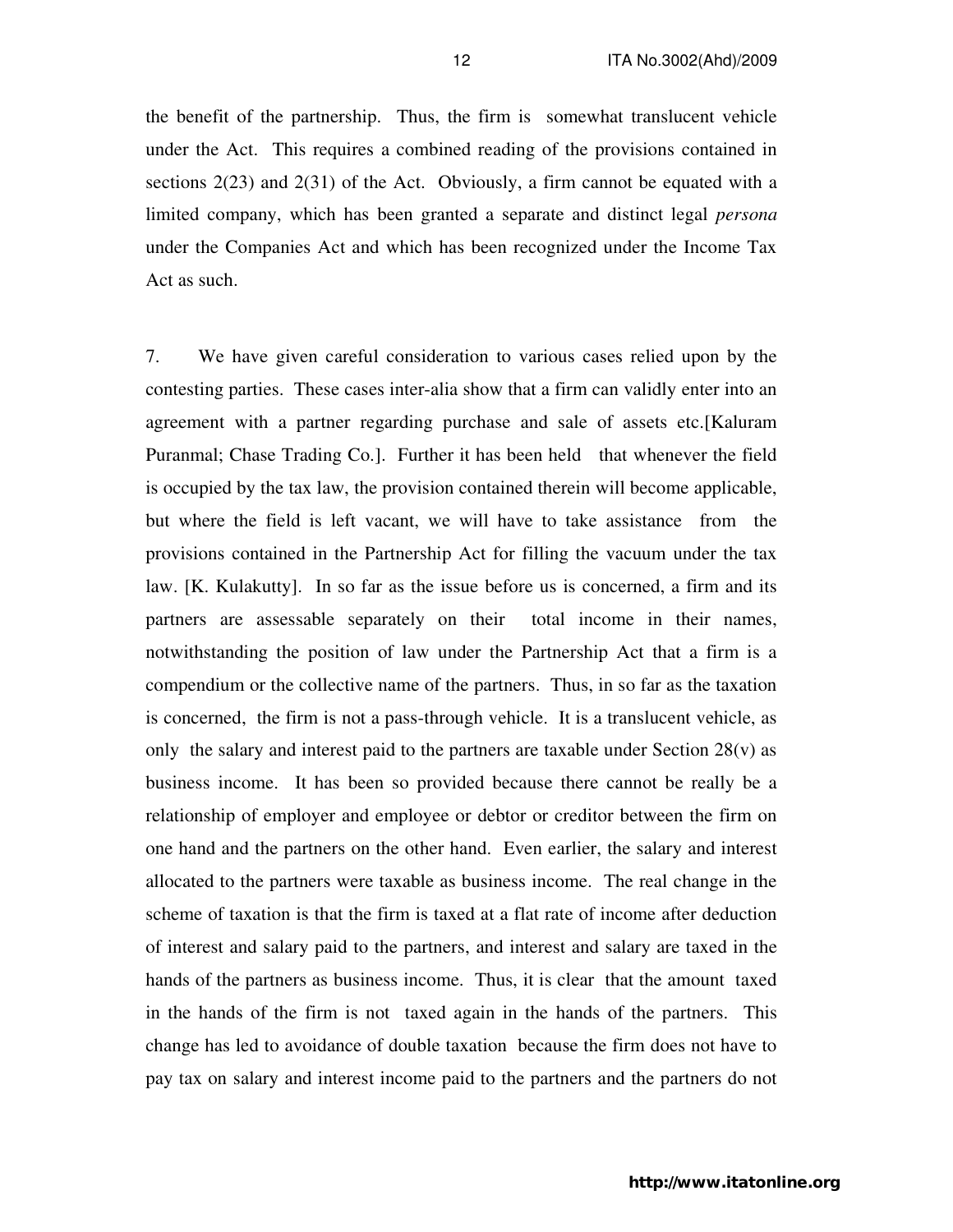the benefit of the partnership. Thus, the firm is somewhat translucent vehicle under the Act. This requires a combined reading of the provisions contained in sections 2(23) and 2(31) of the Act. Obviously, a firm cannot be equated with a limited company, which has been granted a separate and distinct legal *persona* under the Companies Act and which has been recognized under the Income Tax Act as such.

7. We have given careful consideration to various cases relied upon by the contesting parties. These cases inter-alia show that a firm can validly enter into an agreement with a partner regarding purchase and sale of assets etc.[Kaluram Puranmal; Chase Trading Co.]. Further it has been held that whenever the field is occupied by the tax law, the provision contained therein will become applicable, but where the field is left vacant, we will have to take assistance from the provisions contained in the Partnership Act for filling the vacuum under the tax law. [K. Kulakutty]. In so far as the issue before us is concerned, a firm and its partners are assessable separately on their total income in their names, notwithstanding the position of law under the Partnership Act that a firm is a compendium or the collective name of the partners. Thus, in so far as the taxation is concerned, the firm is not a pass-through vehicle. It is a translucent vehicle, as only the salary and interest paid to the partners are taxable under Section 28(v) as business income. It has been so provided because there cannot be really be a relationship of employer and employee or debtor or creditor between the firm on one hand and the partners on the other hand. Even earlier, the salary and interest allocated to the partners were taxable as business income. The real change in the scheme of taxation is that the firm is taxed at a flat rate of income after deduction of interest and salary paid to the partners, and interest and salary are taxed in the hands of the partners as business income. Thus, it is clear that the amount taxed in the hands of the firm is not taxed again in the hands of the partners. This change has led to avoidance of double taxation because the firm does not have to pay tax on salary and interest income paid to the partners and the partners do not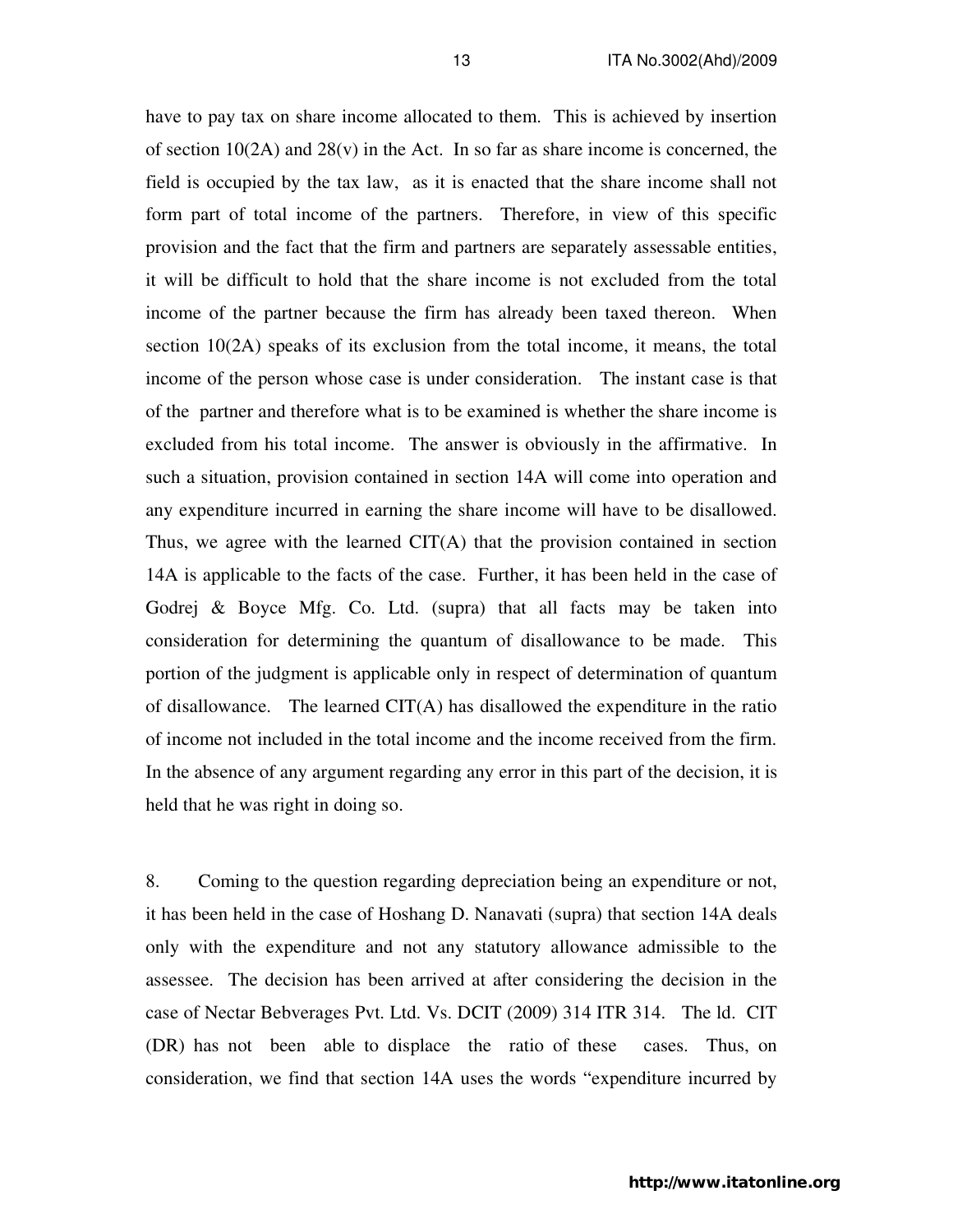have to pay tax on share income allocated to them. This is achieved by insertion of section 10(2A) and 28(v) in the Act. In so far as share income is concerned, the field is occupied by the tax law, as it is enacted that the share income shall not form part of total income of the partners. Therefore, in view of this specific provision and the fact that the firm and partners are separately assessable entities, it will be difficult to hold that the share income is not excluded from the total income of the partner because the firm has already been taxed thereon. When section 10(2A) speaks of its exclusion from the total income, it means, the total income of the person whose case is under consideration. The instant case is that of the partner and therefore what is to be examined is whether the share income is excluded from his total income. The answer is obviously in the affirmative. In such a situation, provision contained in section 14A will come into operation and any expenditure incurred in earning the share income will have to be disallowed. Thus, we agree with the learned CIT(A) that the provision contained in section 14A is applicable to the facts of the case. Further, it has been held in the case of Godrej & Boyce Mfg. Co. Ltd. (supra) that all facts may be taken into consideration for determining the quantum of disallowance to be made. This portion of the judgment is applicable only in respect of determination of quantum of disallowance. The learned CIT(A) has disallowed the expenditure in the ratio of income not included in the total income and the income received from the firm. In the absence of any argument regarding any error in this part of the decision, it is held that he was right in doing so.

8. Coming to the question regarding depreciation being an expenditure or not, it has been held in the case of Hoshang D. Nanavati (supra) that section 14A deals only with the expenditure and not any statutory allowance admissible to the assessee. The decision has been arrived at after considering the decision in the case of Nectar Bebverages Pvt. Ltd. Vs. DCIT (2009) 314 ITR 314. The ld. CIT (DR) has not been able to displace the ratio of these cases. Thus, on consideration, we find that section 14A uses the words "expenditure incurred by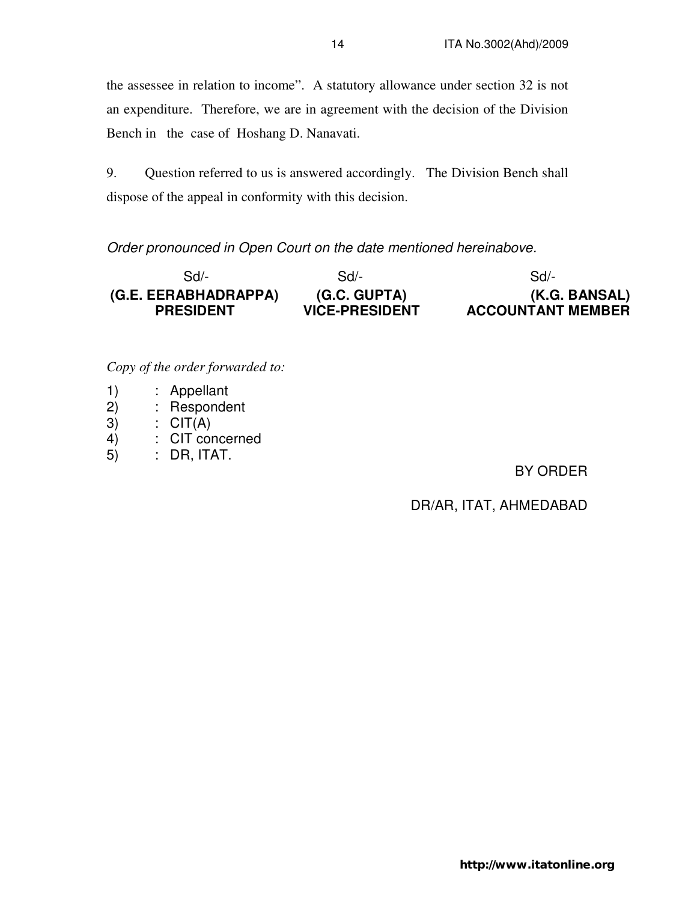the assessee in relation to income". A statutory allowance under section 32 is not an expenditure. Therefore, we are in agreement with the decision of the Division Bench in the case of Hoshang D. Nanavati.

9. Question referred to us is answered accordingly. The Division Bench shall dispose of the appeal in conformity with this decision.

*Order pronounced in Open Court on the date mentioned hereinabove.*

| | | |
|---|---|---|
| Sd/- | Sd/- | Sd/- |
| **(G.E. EERABHADRAPPA)** | **(G.C. GUPTA)** | **(K.G. BANSAL)** |
| **PRESIDENT** | **VICE-PRESIDENT** | **ACCOUNTANT MEMBER** |

*Copy of the order forwarded to:*

1) : Appellant
2) : Respondent
3) : CIT(A)
4) : CIT concerned
5) : DR, ITAT.

BY ORDER

DR/AR, ITAT, AHMEDABAD